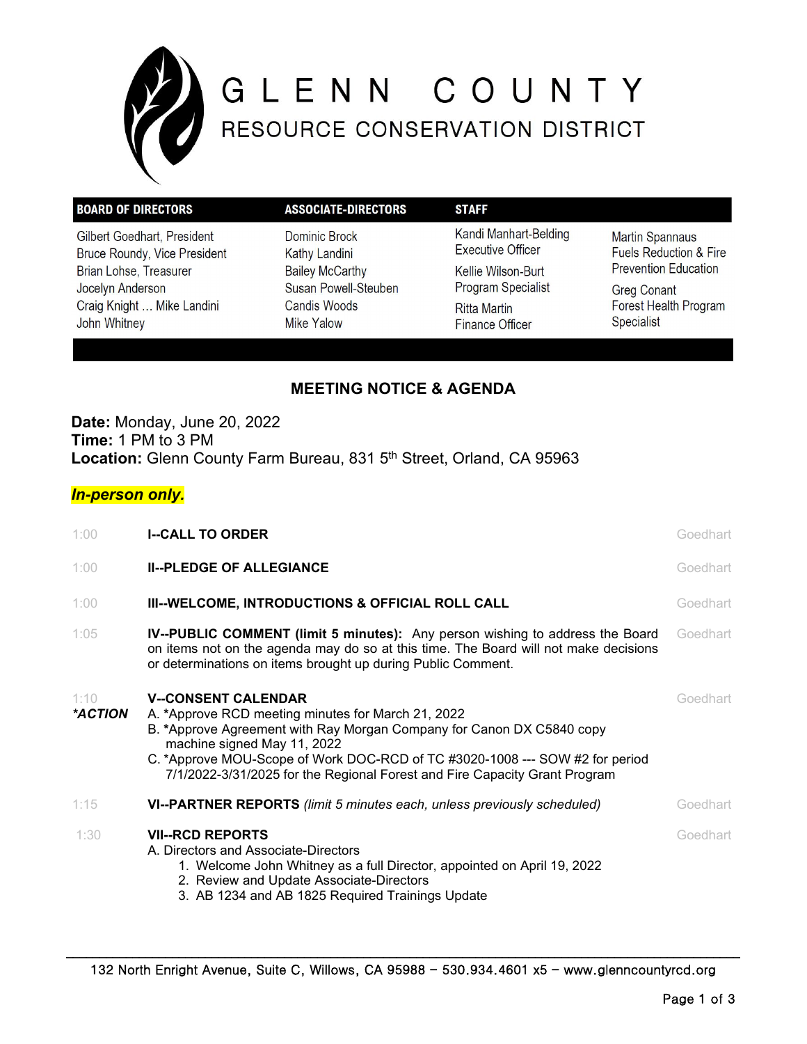# GLENN COUNTY

## RESOURCE CONSERVATION DISTRICT

| BOARD OF DIRECTORS | ASSOCIATE-DIRECTORS | STAFF | |
|---|---|---|---|
| Gilbert Goedhart, President | Dominic Brock | Kandi Manhart-Belding<br>Executive Officer | Martin Spannaus<br>Fuels Reduction & Fire Prevention Education |
| Bruce Roundy, Vice President | Kathy Landini | Kellie Wilson-Burt<br>Program Specialist | Greg Conant<br>Forest Health Program Specialist |
| Brian Lohse, Treasurer | Bailey McCarthy | Ritta Martin<br>Finance Officer | |
| Jocelyn Anderson | Susan Powell-Steuben | | |
| Craig Knight ... Mike Landini | Candis Woods | | |
| John Whitney | Mike Yalow | | |

## MEETING NOTICE & AGENDA

**Date:** Monday, June 20, 2022
**Time:** 1 PM to 3 PM
**Location:** Glenn County Farm Bureau, 831 5th Street, Orland, CA 95963

***In-person only.***

| Time | Item | Presenter |
|---|---|---|
| 1:00 | **I--CALL TO ORDER** | Goedhart |
| 1:00 | **II--PLEDGE OF ALLEGIANCE** | Goedhart |
| 1:00 | **III--WELCOME, INTRODUCTIONS & OFFICIAL ROLL CALL** | Goedhart |
| 1:05 | **IV--PUBLIC COMMENT (limit 5 minutes):** Any person wishing to address the Board on items not on the agenda may do so at this time. The Board will not make decisions or determinations on items brought up during Public Comment. | Goedhart |
| 1:10 ***ACTION** | **V--CONSENT CALENDAR**<br>A. *Approve RCD meeting minutes for March 21, 2022<br>B. *Approve Agreement with Ray Morgan Company for Canon DX C5840 copy machine signed May 11, 2022<br>C. *Approve MOU-Scope of Work DOC-RCD of TC #3020-1008 --- SOW #2 for period 7/1/2022-3/31/2025 for the Regional Forest and Fire Capacity Grant Program | Goedhart |
| 1:15 | **VI--PARTNER REPORTS** *(limit 5 minutes each, unless previously scheduled)* | Goedhart |
| 1:30 | **VII--RCD REPORTS**<br>A. Directors and Associate-Directors<br>1. Welcome John Whitney as a full Director, appointed on April 19, 2022<br>2. Review and Update Associate-Directors<br>3. AB 1234 and AB 1825 Required Trainings Update | Goedhart |

132 North Enright Avenue, Suite C, Willows, CA 95988 – 530.934.4601 x5 – www.glenncountyrcd.org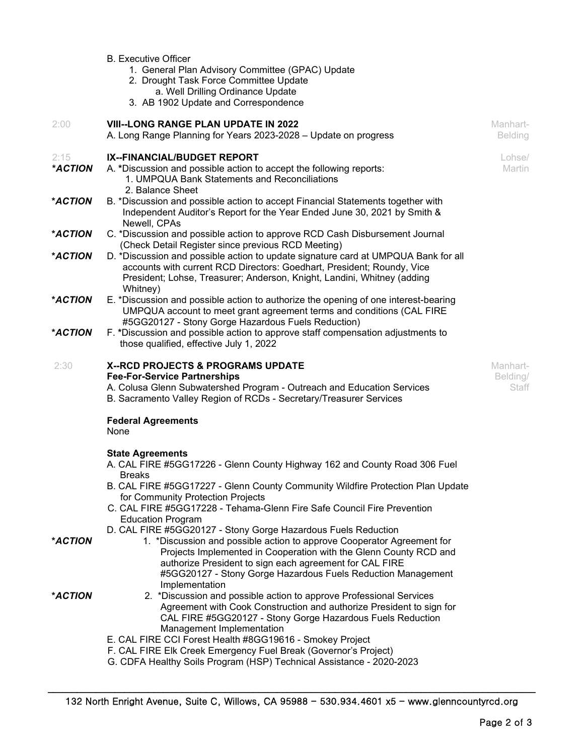B. Executive Officer
1. General Plan Advisory Committee (GPAC) Update
2. Drought Task Force Committee Update
   a. Well Drilling Ordinance Update
3. AB 1902 Update and Correspondence

2:00 **VIII--LONG RANGE PLAN UPDATE IN 2022** — Manhart-Belding

A. Long Range Planning for Years 2023-2028 – Update on progress

2:15 **IX--FINANCIAL/BUDGET REPORT** — Lohse/Martin

***ACTION*** A. *Discussion and possible action to accept the following reports:
1. UMPQUA Bank Statements and Reconciliations
2. Balance Sheet

***ACTION*** B. *Discussion and possible action to accept Financial Statements together with Independent Auditor's Report for the Year Ended June 30, 2021 by Smith & Newell, CPAs

***ACTION*** C. *Discussion and possible action to approve RCD Cash Disbursement Journal (Check Detail Register since previous RCD Meeting)

***ACTION*** D. *Discussion and possible action to update signature card at UMPQUA Bank for all accounts with current RCD Directors: Goedhart, President; Roundy, Vice President; Lohse, Treasurer; Anderson, Knight, Landini, Whitney (adding Whitney)

***ACTION*** E. *Discussion and possible action to authorize the opening of one interest-bearing UMPQUA account to meet grant agreement terms and conditions (CAL FIRE #5GG20127 - Stony Gorge Hazardous Fuels Reduction)

***ACTION*** F. *Discussion and possible action to approve staff compensation adjustments to those qualified, effective July 1, 2022

2:30 **X--RCD PROJECTS & PROGRAMS UPDATE** — Manhart-Belding/Staff

**Fee-For-Service Partnerships**

A. Colusa Glenn Subwatershed Program - Outreach and Education Services
B. Sacramento Valley Region of RCDs - Secretary/Treasurer Services

**Federal Agreements**

None

**State Agreements**

A. CAL FIRE #5GG17226 - Glenn County Highway 162 and County Road 306 Fuel Breaks
B. CAL FIRE #5GG17227 - Glenn County Community Wildfire Protection Plan Update for Community Protection Projects
C. CAL FIRE #5GG17228 - Tehama-Glenn Fire Safe Council Fire Prevention Education Program
D. CAL FIRE #5GG20127 - Stony Gorge Hazardous Fuels Reduction

***ACTION*** 1. *Discussion and possible action to approve Cooperator Agreement for Projects Implemented in Cooperation with the Glenn County RCD and authorize President to sign each agreement for CAL FIRE #5GG20127 - Stony Gorge Hazardous Fuels Reduction Management Implementation

***ACTION*** 2. *Discussion and possible action to approve Professional Services Agreement with Cook Construction and authorize President to sign for CAL FIRE #5GG20127 - Stony Gorge Hazardous Fuels Reduction Management Implementation

E. CAL FIRE CCI Forest Health #8GG19616 - Smokey Project
F. CAL FIRE Elk Creek Emergency Fuel Break (Governor's Project)
G. CDFA Healthy Soils Program (HSP) Technical Assistance - 2020-2023

132 North Enright Avenue, Suite C, Willows, CA 95988 – 530.934.4601 x5 – www.glenncountyrcd.org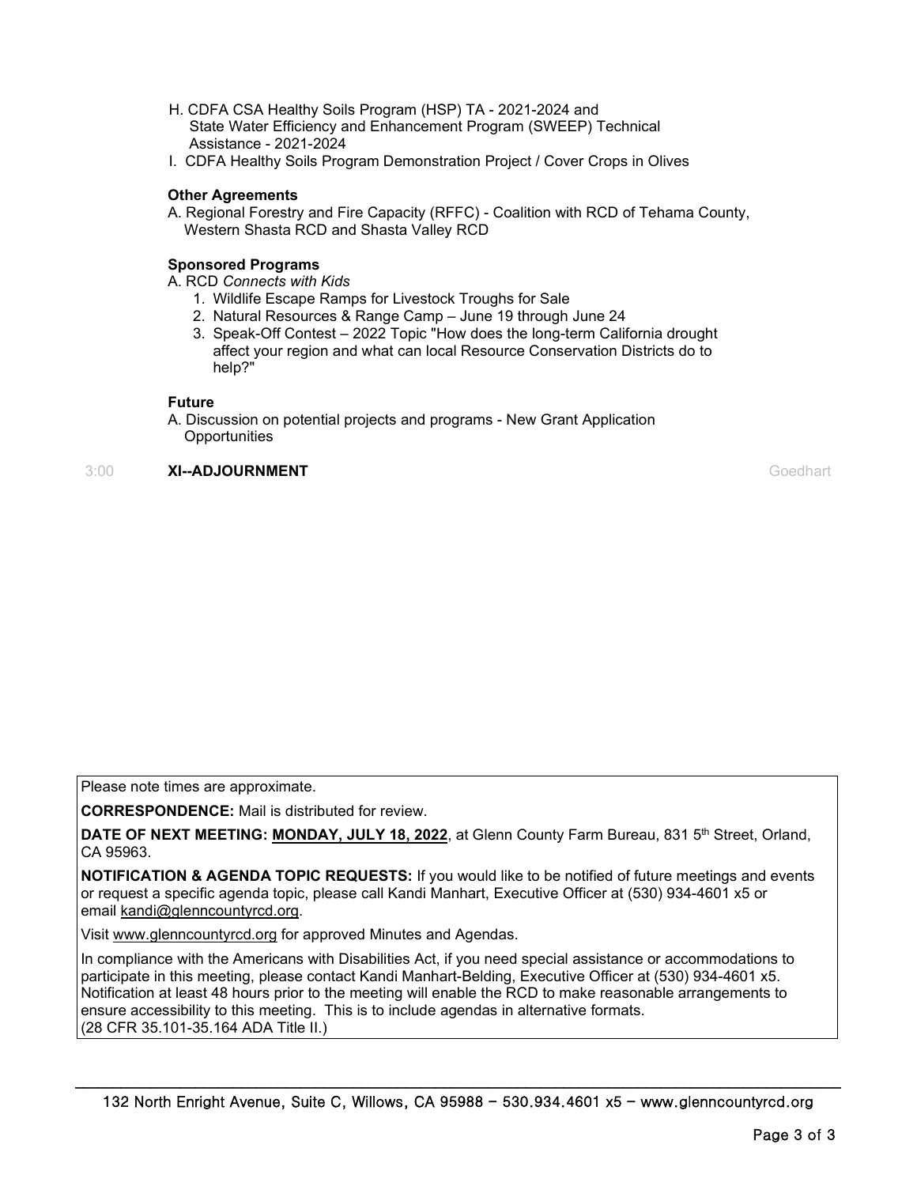H. CDFA CSA Healthy Soils Program (HSP) TA - 2021-2024 and State Water Efficiency and Enhancement Program (SWEEP) Technical Assistance - 2021-2024

I. CDFA Healthy Soils Program Demonstration Project / Cover Crops in Olives

**Other Agreements**

A. Regional Forestry and Fire Capacity (RFFC) - Coalition with RCD of Tehama County, Western Shasta RCD and Shasta Valley RCD

**Sponsored Programs**

A. RCD *Connects with Kids*

1. Wildlife Escape Ramps for Livestock Troughs for Sale
2. Natural Resources & Range Camp – June 19 through June 24
3. Speak-Off Contest – 2022 Topic "How does the long-term California drought affect your region and what can local Resource Conservation Districts do to help?"

**Future**

A. Discussion on potential projects and programs - New Grant Application Opportunities

3:00 **XI--ADJOURNMENT** Goedhart

Please note times are approximate.

**CORRESPONDENCE:** Mail is distributed for review.

**DATE OF NEXT MEETING: MONDAY, JULY 18, 2022**, at Glenn County Farm Bureau, 831 5th Street, Orland, CA 95963.

**NOTIFICATION & AGENDA TOPIC REQUESTS:** If you would like to be notified of future meetings and events or request a specific agenda topic, please call Kandi Manhart, Executive Officer at (530) 934-4601 x5 or email kandi@glenncountyrcd.org.

Visit www.glenncountyrcd.org for approved Minutes and Agendas.

In compliance with the Americans with Disabilities Act, if you need special assistance or accommodations to participate in this meeting, please contact Kandi Manhart-Belding, Executive Officer at (530) 934-4601 x5. Notification at least 48 hours prior to the meeting will enable the RCD to make reasonable arrangements to ensure accessibility to this meeting. This is to include agendas in alternative formats. (28 CFR 35.101-35.164 ADA Title II.)

132 North Enright Avenue, Suite C, Willows, CA 95988 – 530.934.4601 x5 – www.glenncountyrcd.org